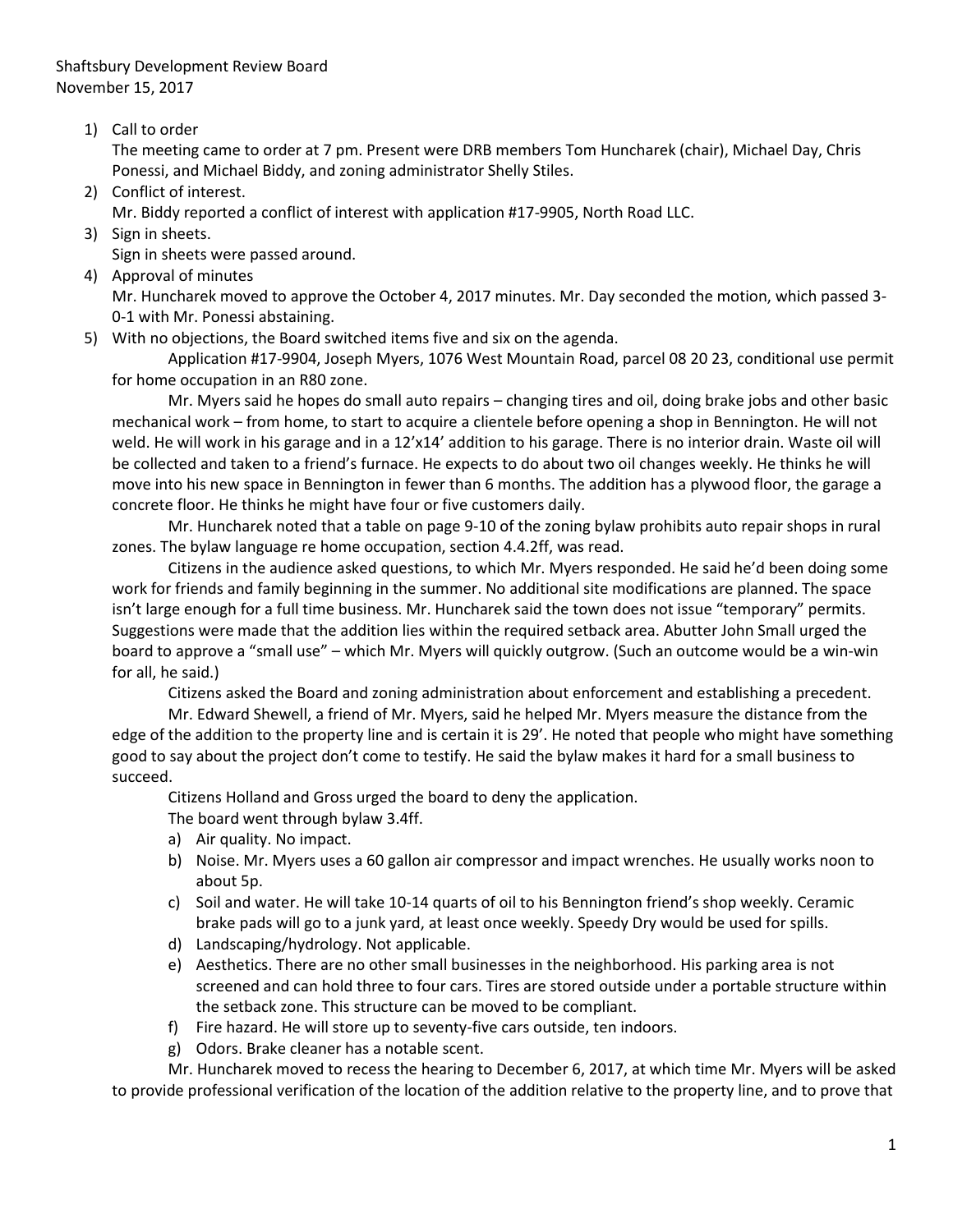Shaftsbury Development Review Board
November 15, 2017

1) Call to order
   The meeting came to order at 7 pm. Present were DRB members Tom Huncharek (chair), Michael Day, Chris Ponessi, and Michael Biddy, and zoning administrator Shelly Stiles.
2) Conflict of interest.
   Mr. Biddy reported a conflict of interest with application #17-9905, North Road LLC.
3) Sign in sheets.
   Sign in sheets were passed around.
4) Approval of minutes
   Mr. Huncharek moved to approve the October 4, 2017 minutes. Mr. Day seconded the motion, which passed 3-0-1 with Mr. Ponessi abstaining.
5) With no objections, the Board switched items five and six on the agenda.

   Application #17-9904, Joseph Myers, 1076 West Mountain Road, parcel 08 20 23, conditional use permit for home occupation in an R80 zone.

   Mr. Myers said he hopes do small auto repairs – changing tires and oil, doing brake jobs and other basic mechanical work – from home, to start to acquire a clientele before opening a shop in Bennington. He will not weld. He will work in his garage and in a 12'x14' addition to his garage. There is no interior drain. Waste oil will be collected and taken to a friend's furnace. He expects to do about two oil changes weekly. He thinks he will move into his new space in Bennington in fewer than 6 months. The addition has a plywood floor, the garage a concrete floor. He thinks he might have four or five customers daily.

   Mr. Huncharek noted that a table on page 9-10 of the zoning bylaw prohibits auto repair shops in rural zones. The bylaw language re home occupation, section 4.4.2ff, was read.

   Citizens in the audience asked questions, to which Mr. Myers responded. He said he'd been doing some work for friends and family beginning in the summer. No additional site modifications are planned. The space isn't large enough for a full time business. Mr. Huncharek said the town does not issue "temporary" permits. Suggestions were made that the addition lies within the required setback area. Abutter John Small urged the board to approve a "small use" – which Mr. Myers will quickly outgrow. (Such an outcome would be a win-win for all, he said.)

   Citizens asked the Board and zoning administration about enforcement and establishing a precedent.

   Mr. Edward Shewell, a friend of Mr. Myers, said he helped Mr. Myers measure the distance from the edge of the addition to the property line and is certain it is 29'. He noted that people who might have something good to say about the project don't come to testify. He said the bylaw makes it hard for a small business to succeed.

   Citizens Holland and Gross urged the board to deny the application.

   The board went through bylaw 3.4ff.

   a) Air quality. No impact.
   b) Noise. Mr. Myers uses a 60 gallon air compressor and impact wrenches. He usually works noon to about 5p.
   c) Soil and water. He will take 10-14 quarts of oil to his Bennington friend's shop weekly. Ceramic brake pads will go to a junk yard, at least once weekly. Speedy Dry would be used for spills.
   d) Landscaping/hydrology. Not applicable.
   e) Aesthetics. There are no other small businesses in the neighborhood. His parking area is not screened and can hold three to four cars. Tires are stored outside under a portable structure within the setback zone. This structure can be moved to be compliant.
   f) Fire hazard. He will store up to seventy-five cars outside, ten indoors.
   g) Odors. Brake cleaner has a notable scent.

   Mr. Huncharek moved to recess the hearing to December 6, 2017, at which time Mr. Myers will be asked to provide professional verification of the location of the addition relative to the property line, and to prove that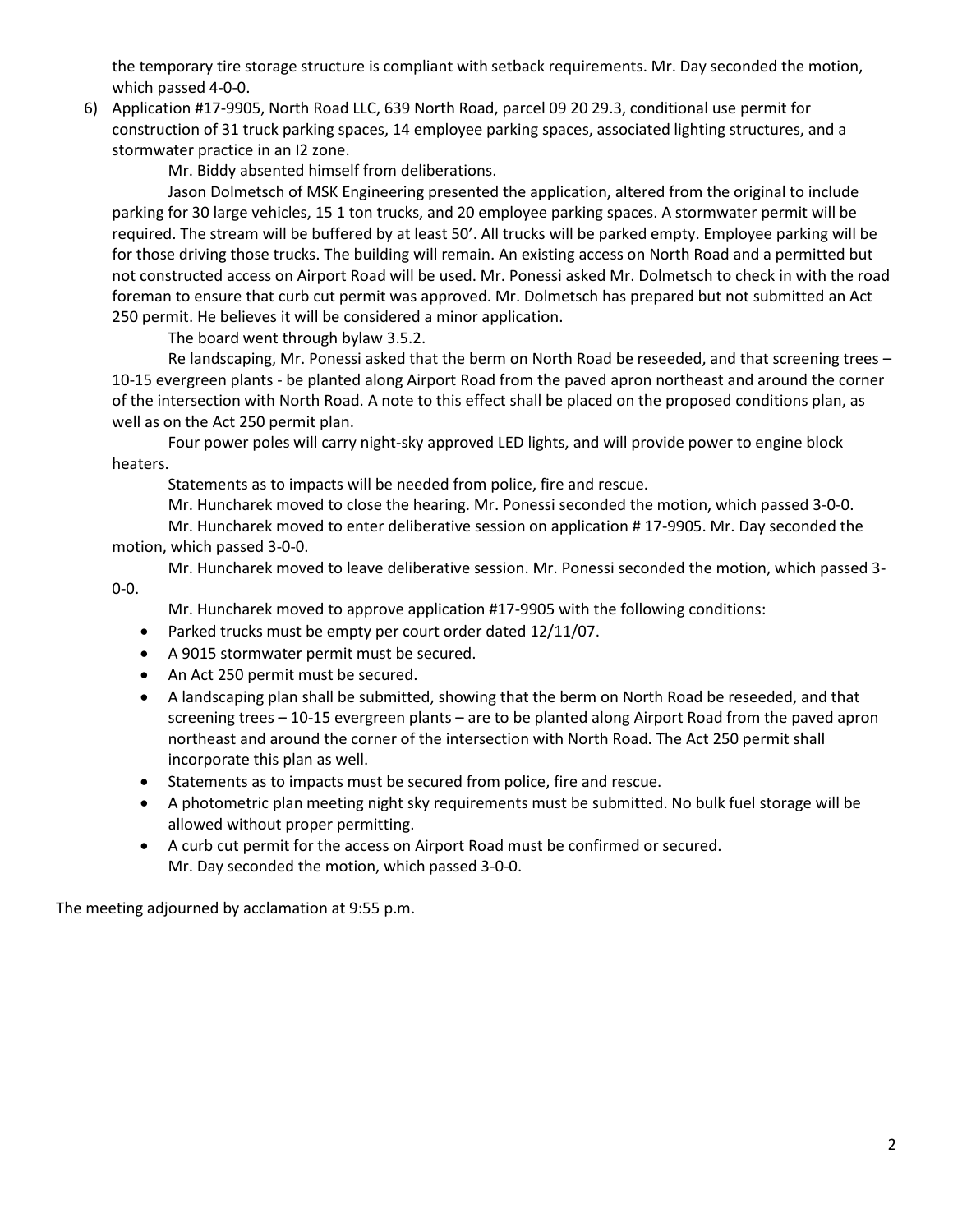the temporary tire storage structure is compliant with setback requirements. Mr. Day seconded the motion, which passed 4-0-0.

6) Application #17-9905, North Road LLC, 639 North Road, parcel 09 20 29.3, conditional use permit for construction of 31 truck parking spaces, 14 employee parking spaces, associated lighting structures, and a stormwater practice in an I2 zone.

   Mr. Biddy absented himself from deliberations.

   Jason Dolmetsch of MSK Engineering presented the application, altered from the original to include parking for 30 large vehicles, 15 1 ton trucks, and 20 employee parking spaces. A stormwater permit will be required. The stream will be buffered by at least 50'. All trucks will be parked empty. Employee parking will be for those driving those trucks. The building will remain. An existing access on North Road and a permitted but not constructed access on Airport Road will be used. Mr. Ponessi asked Mr. Dolmetsch to check in with the road foreman to ensure that curb cut permit was approved. Mr. Dolmetsch has prepared but not submitted an Act 250 permit. He believes it will be considered a minor application.

   The board went through bylaw 3.5.2.

   Re landscaping, Mr. Ponessi asked that the berm on North Road be reseeded, and that screening trees – 10-15 evergreen plants - be planted along Airport Road from the paved apron northeast and around the corner of the intersection with North Road. A note to this effect shall be placed on the proposed conditions plan, as well as on the Act 250 permit plan.

   Four power poles will carry night-sky approved LED lights, and will provide power to engine block heaters.

   Statements as to impacts will be needed from police, fire and rescue.

   Mr. Huncharek moved to close the hearing. Mr. Ponessi seconded the motion, which passed 3-0-0.

   Mr. Huncharek moved to enter deliberative session on application # 17-9905. Mr. Day seconded the motion, which passed 3-0-0.

   Mr. Huncharek moved to leave deliberative session. Mr. Ponessi seconded the motion, which passed 3-0-0.

   Mr. Huncharek moved to approve application #17-9905 with the following conditions:

   - Parked trucks must be empty per court order dated 12/11/07.
   - A 9015 stormwater permit must be secured.
   - An Act 250 permit must be secured.
   - A landscaping plan shall be submitted, showing that the berm on North Road be reseeded, and that screening trees – 10-15 evergreen plants – are to be planted along Airport Road from the paved apron northeast and around the corner of the intersection with North Road. The Act 250 permit shall incorporate this plan as well.
   - Statements as to impacts must be secured from police, fire and rescue.
   - A photometric plan meeting night sky requirements must be submitted. No bulk fuel storage will be allowed without proper permitting.
   - A curb cut permit for the access on Airport Road must be confirmed or secured.

   Mr. Day seconded the motion, which passed 3-0-0.

The meeting adjourned by acclamation at 9:55 p.m.